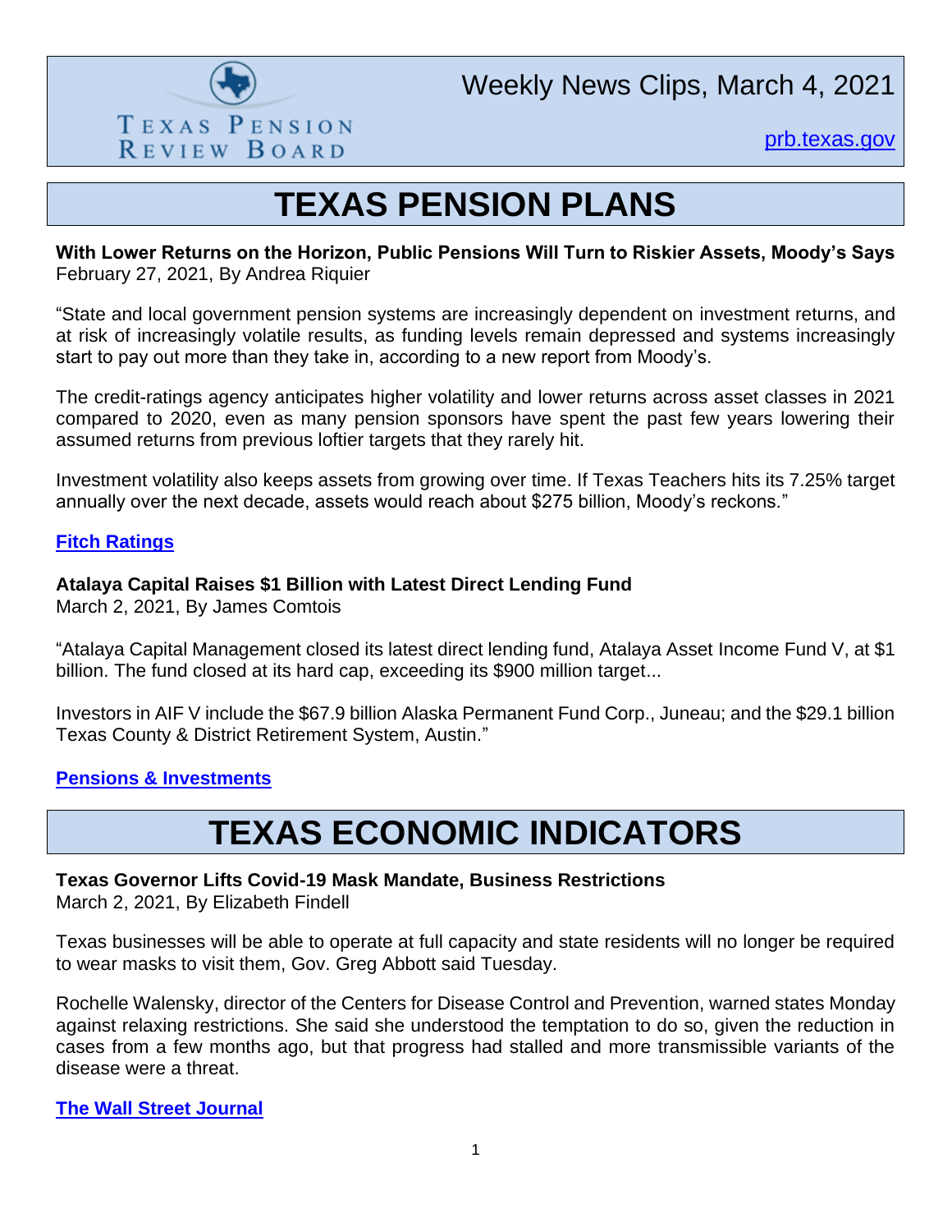Texas Pension Review Board

Weekly News Clips, March 4, 2021

[prb.texas.gov](prb.texas.gov)

# TEXAS PENSION PLANS

**With Lower Returns on the Horizon, Public Pensions Will Turn to Riskier Assets, Moody's Says**
February 27, 2021, By Andrea Riquier

"State and local government pension systems are increasingly dependent on investment returns, and at risk of increasingly volatile results, as funding levels remain depressed and systems increasingly start to pay out more than they take in, according to a new report from Moody's.

The credit-ratings agency anticipates higher volatility and lower returns across asset classes in 2021 compared to 2020, even as many pension sponsors have spent the past few years lowering their assumed returns from previous loftier targets that they rarely hit.

Investment volatility also keeps assets from growing over time. If Texas Teachers hits its 7.25% target annually over the next decade, assets would reach about $275 billion, Moody's reckons."

**[Fitch Ratings]()**

**Atalaya Capital Raises $1 Billion with Latest Direct Lending Fund**
March 2, 2021, By James Comtois

"Atalaya Capital Management closed its latest direct lending fund, Atalaya Asset Income Fund V, at $1 billion. The fund closed at its hard cap, exceeding its $900 million target...

Investors in AIF V include the $67.9 billion Alaska Permanent Fund Corp., Juneau; and the $29.1 billion Texas County & District Retirement System, Austin."

**[Pensions & Investments]()**

# TEXAS ECONOMIC INDICATORS

**Texas Governor Lifts Covid-19 Mask Mandate, Business Restrictions**
March 2, 2021, By Elizabeth Findell

Texas businesses will be able to operate at full capacity and state residents will no longer be required to wear masks to visit them, Gov. Greg Abbott said Tuesday.

Rochelle Walensky, director of the Centers for Disease Control and Prevention, warned states Monday against relaxing restrictions. She said she understood the temptation to do so, given the reduction in cases from a few months ago, but that progress had stalled and more transmissible variants of the disease were a threat.

**[The Wall Street Journal]()**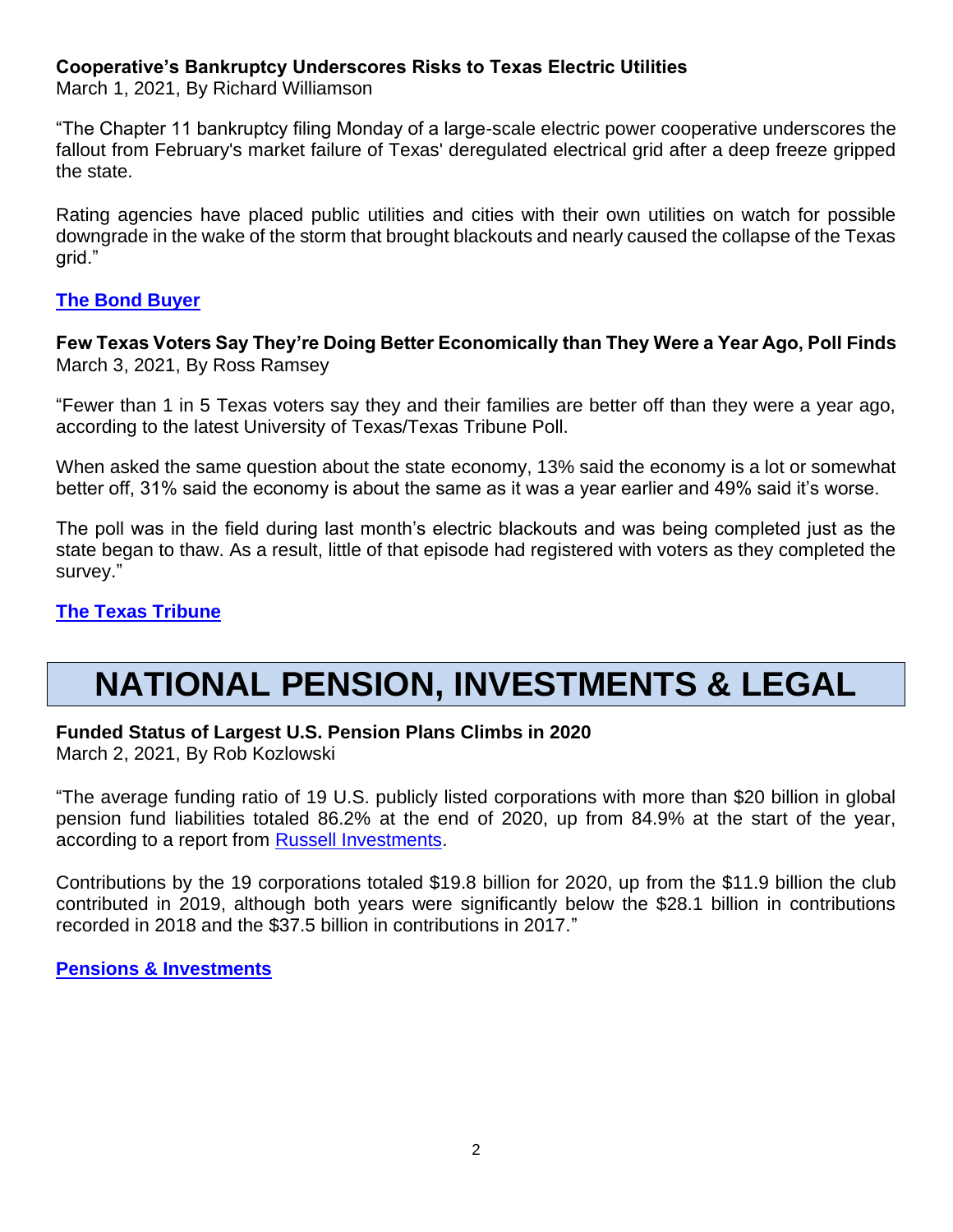**Cooperative's Bankruptcy Underscores Risks to Texas Electric Utilities**
March 1, 2021, By Richard Williamson

"The Chapter 11 bankruptcy filing Monday of a large-scale electric power cooperative underscores the fallout from February's market failure of Texas' deregulated electrical grid after a deep freeze gripped the state.

Rating agencies have placed public utilities and cities with their own utilities on watch for possible downgrade in the wake of the storm that brought blackouts and nearly caused the collapse of the Texas grid."

**[The Bond Buyer]()**

**Few Texas Voters Say They're Doing Better Economically than They Were a Year Ago, Poll Finds**
March 3, 2021, By Ross Ramsey

"Fewer than 1 in 5 Texas voters say they and their families are better off than they were a year ago, according to the latest University of Texas/Texas Tribune Poll.

When asked the same question about the state economy, 13% said the economy is a lot or somewhat better off, 31% said the economy is about the same as it was a year earlier and 49% said it's worse.

The poll was in the field during last month's electric blackouts and was being completed just as the state began to thaw. As a result, little of that episode had registered with voters as they completed the survey."

**[The Texas Tribune]()**

# NATIONAL PENSION, INVESTMENTS & LEGAL

**Funded Status of Largest U.S. Pension Plans Climbs in 2020**
March 2, 2021, By Rob Kozlowski

"The average funding ratio of 19 U.S. publicly listed corporations with more than $20 billion in global pension fund liabilities totaled 86.2% at the end of 2020, up from 84.9% at the start of the year, according to a report from [Russell Investments]().

Contributions by the 19 corporations totaled $19.8 billion for 2020, up from the $11.9 billion the club contributed in 2019, although both years were significantly below the $28.1 billion in contributions recorded in 2018 and the $37.5 billion in contributions in 2017."

**[Pensions & Investments]()**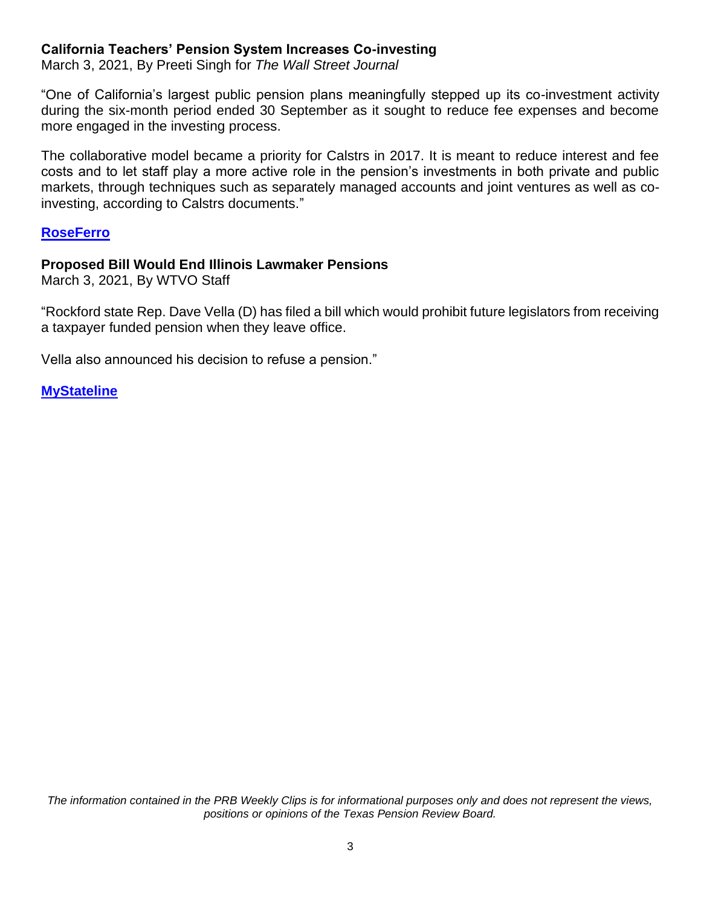**California Teachers' Pension System Increases Co-investing**
March 3, 2021, By Preeti Singh for *The Wall Street Journal*

"One of California's largest public pension plans meaningfully stepped up its co-investment activity during the six-month period ended 30 September as it sought to reduce fee expenses and become more engaged in the investing process.

The collaborative model became a priority for Calstrs in 2017. It is meant to reduce interest and fee costs and to let staff play a more active role in the pension's investments in both private and public markets, through techniques such as separately managed accounts and joint ventures as well as co-investing, according to Calstrs documents."

**RoseFerro**

**Proposed Bill Would End Illinois Lawmaker Pensions**
March 3, 2021, By WTVO Staff

"Rockford state Rep. Dave Vella (D) has filed a bill which would prohibit future legislators from receiving a taxpayer funded pension when they leave office.

Vella also announced his decision to refuse a pension."

**MyStateline**

*The information contained in the PRB Weekly Clips is for informational purposes only and does not represent the views, positions or opinions of the Texas Pension Review Board.*